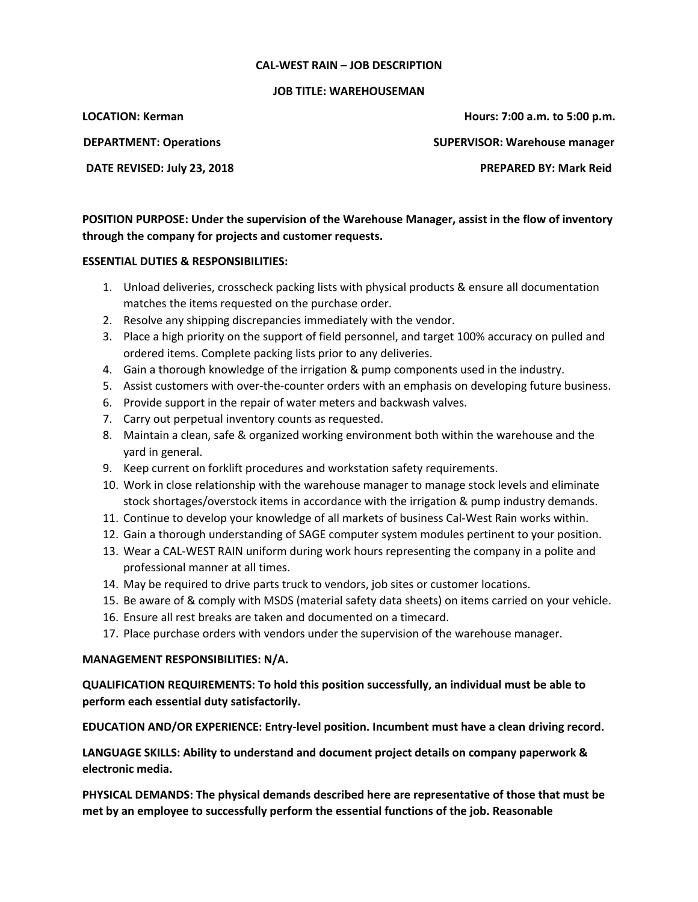**CAL-WEST RAIN – JOB DESCRIPTION**

**JOB TITLE: WAREHOUSEMAN**

**LOCATION: Kerman** | **Hours: 7:00 a.m. to 5:00 p.m.**

**DEPARTMENT: Operations** | **SUPERVISOR: Warehouse manager**

**DATE REVISED: July 23, 2018** | **PREPARED BY: Mark Reid**

**POSITION PURPOSE: Under the supervision of the Warehouse Manager, assist in the flow of inventory through the company for projects and customer requests.**

**ESSENTIAL DUTIES & RESPONSIBILITIES:**

1. Unload deliveries, crosscheck packing lists with physical products & ensure all documentation matches the items requested on the purchase order.
2. Resolve any shipping discrepancies immediately with the vendor.
3. Place a high priority on the support of field personnel, and target 100% accuracy on pulled and ordered items. Complete packing lists prior to any deliveries.
4. Gain a thorough knowledge of the irrigation & pump components used in the industry.
5. Assist customers with over-the-counter orders with an emphasis on developing future business.
6. Provide support in the repair of water meters and backwash valves.
7. Carry out perpetual inventory counts as requested.
8. Maintain a clean, safe & organized working environment both within the warehouse and the yard in general.
9. Keep current on forklift procedures and workstation safety requirements.
10. Work in close relationship with the warehouse manager to manage stock levels and eliminate stock shortages/overstock items in accordance with the irrigation & pump industry demands.
11. Continue to develop your knowledge of all markets of business Cal-West Rain works within.
12. Gain a thorough understanding of SAGE computer system modules pertinent to your position.
13. Wear a CAL-WEST RAIN uniform during work hours representing the company in a polite and professional manner at all times.
14. May be required to drive parts truck to vendors, job sites or customer locations.
15. Be aware of & comply with MSDS (material safety data sheets) on items carried on your vehicle.
16. Ensure all rest breaks are taken and documented on a timecard.
17. Place purchase orders with vendors under the supervision of the warehouse manager.

**MANAGEMENT RESPONSIBILITIES: N/A.**

**QUALIFICATION REQUIREMENTS: To hold this position successfully, an individual must be able to perform each essential duty satisfactorily.**

**EDUCATION AND/OR EXPERIENCE: Entry-level position. Incumbent must have a clean driving record.**

**LANGUAGE SKILLS: Ability to understand and document project details on company paperwork & electronic media.**

**PHYSICAL DEMANDS: The physical demands described here are representative of those that must be met by an employee to successfully perform the essential functions of the job. Reasonable**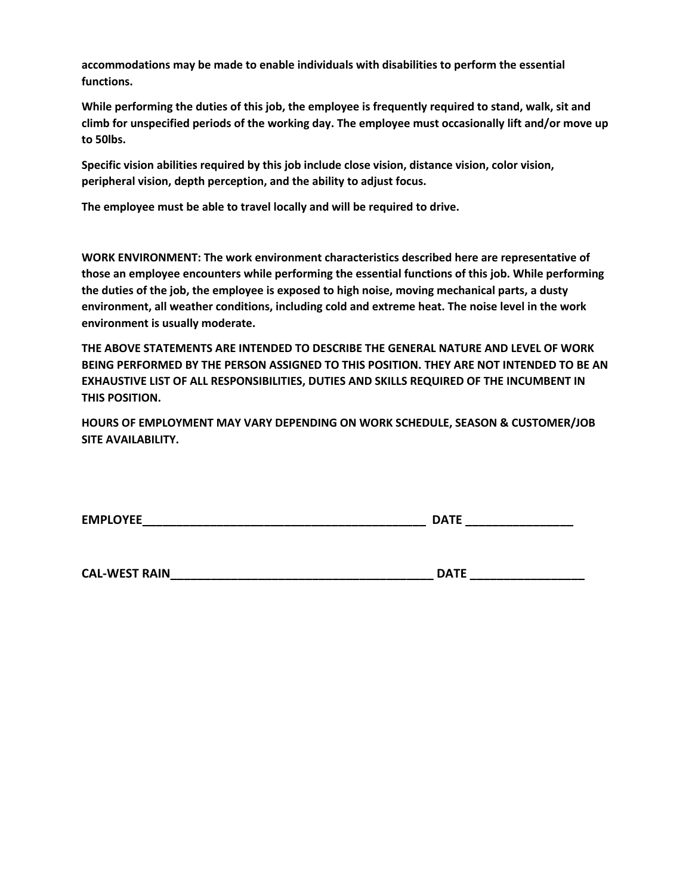**accommodations may be made to enable individuals with disabilities to perform the essential functions.**

**While performing the duties of this job, the employee is frequently required to stand, walk, sit and climb for unspecified periods of the working day. The employee must occasionally lift and/or move up to 50lbs.**

**Specific vision abilities required by this job include close vision, distance vision, color vision, peripheral vision, depth perception, and the ability to adjust focus.**

**The employee must be able to travel locally and will be required to drive.**

**WORK ENVIRONMENT: The work environment characteristics described here are representative of those an employee encounters while performing the essential functions of this job. While performing the duties of the job, the employee is exposed to high noise, moving mechanical parts, a dusty environment, all weather conditions, including cold and extreme heat. The noise level in the work environment is usually moderate.**

**THE ABOVE STATEMENTS ARE INTENDED TO DESCRIBE THE GENERAL NATURE AND LEVEL OF WORK BEING PERFORMED BY THE PERSON ASSIGNED TO THIS POSITION. THEY ARE NOT INTENDED TO BE AN EXHAUSTIVE LIST OF ALL RESPONSIBILITIES, DUTIES AND SKILLS REQUIRED OF THE INCUMBENT IN THIS POSITION.**

**HOURS OF EMPLOYMENT MAY VARY DEPENDING ON WORK SCHEDULE, SEASON & CUSTOMER/JOB SITE AVAILABILITY.**

**EMPLOYEE____________________________________________ DATE ________________**

**CAL-WEST RAIN________________________________________ DATE _________________**